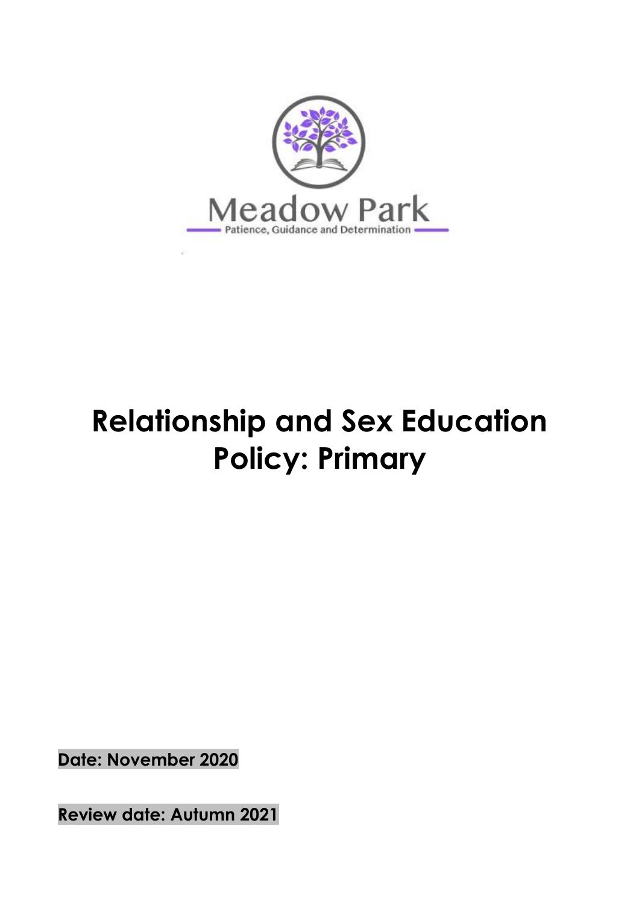Meadow Park

Patience, Guidance and Determination

# Relationship and Sex Education Policy: Primary

**Date: November 2020**

**Review date: Autumn 2021**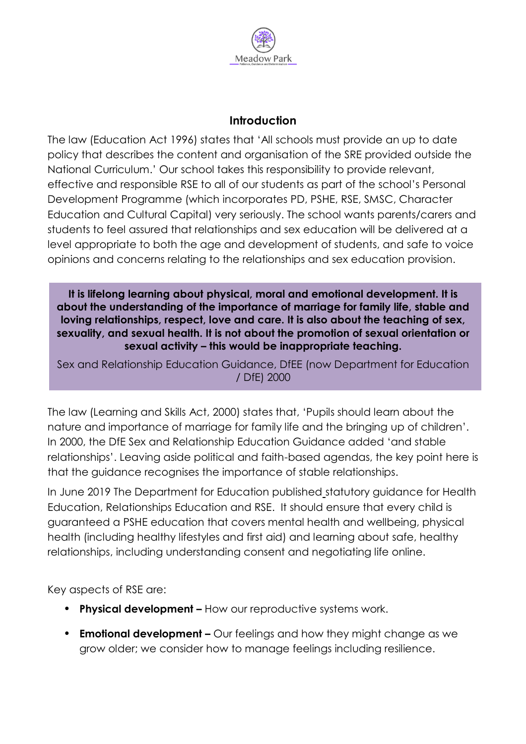## Introduction

The law (Education Act 1996) states that 'All schools must provide an up to date policy that describes the content and organisation of the SRE provided outside the National Curriculum.' Our school takes this responsibility to provide relevant, effective and responsible RSE to all of our students as part of the school's Personal Development Programme (which incorporates PD, PSHE, RSE, SMSC, Character Education and Cultural Capital) very seriously. The school wants parents/carers and students to feel assured that relationships and sex education will be delivered at a level appropriate to both the age and development of students, and safe to voice opinions and concerns relating to the relationships and sex education provision.

> **It is lifelong learning about physical, moral and emotional development. It is about the understanding of the importance of marriage for family life, stable and loving relationships, respect, love and care. It is also about the teaching of sex, sexuality, and sexual health. It is not about the promotion of sexual orientation or sexual activity – this would be inappropriate teaching.**
>
> Sex and Relationship Education Guidance, DfEE (now Department for Education / DfE) 2000

The law (Learning and Skills Act, 2000) states that, 'Pupils should learn about the nature and importance of marriage for family life and the bringing up of children'. In 2000, the DfE Sex and Relationship Education Guidance added 'and stable relationships'. Leaving aside political and faith-based agendas, the key point here is that the guidance recognises the importance of stable relationships.

In June 2019 The Department for Education published statutory guidance for Health Education, Relationships Education and RSE. It should ensure that every child is guaranteed a PSHE education that covers mental health and wellbeing, physical health (including healthy lifestyles and first aid) and learning about safe, healthy relationships, including understanding consent and negotiating life online.

Key aspects of RSE are:

- **Physical development –** How our reproductive systems work.
- **Emotional development –** Our feelings and how they might change as we grow older; we consider how to manage feelings including resilience.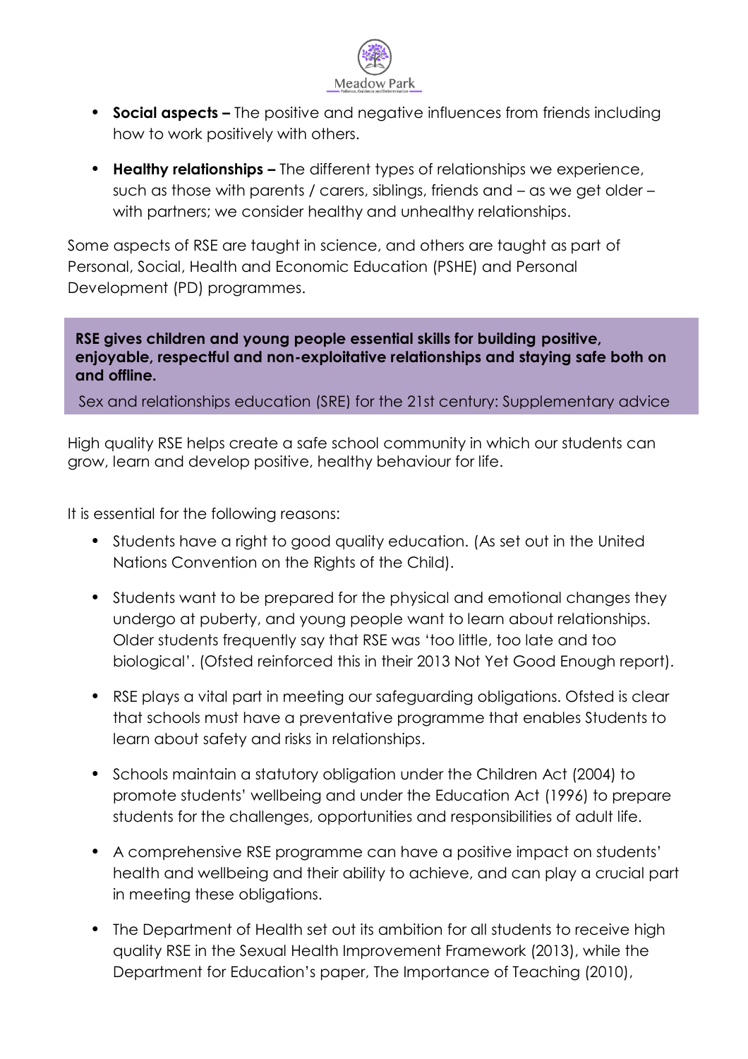- **Social aspects –** The positive and negative influences from friends including how to work positively with others.
- **Healthy relationships –** The different types of relationships we experience, such as those with parents / carers, siblings, friends and – as we get older – with partners; we consider healthy and unhealthy relationships.

Some aspects of RSE are taught in science, and others are taught as part of Personal, Social, Health and Economic Education (PSHE) and Personal Development (PD) programmes.

> **RSE gives children and young people essential skills for building positive, enjoyable, respectful and non-exploitative relationships and staying safe both on and offline.**
>
> Sex and relationships education (SRE) for the 21st century: Supplementary advice

High quality RSE helps create a safe school community in which our students can grow, learn and develop positive, healthy behaviour for life.

It is essential for the following reasons:

- Students have a right to good quality education. (As set out in the United Nations Convention on the Rights of the Child).
- Students want to be prepared for the physical and emotional changes they undergo at puberty, and young people want to learn about relationships. Older students frequently say that RSE was 'too little, too late and too biological'. (Ofsted reinforced this in their 2013 Not Yet Good Enough report).
- RSE plays a vital part in meeting our safeguarding obligations. Ofsted is clear that schools must have a preventative programme that enables Students to learn about safety and risks in relationships.
- Schools maintain a statutory obligation under the Children Act (2004) to promote students' wellbeing and under the Education Act (1996) to prepare students for the challenges, opportunities and responsibilities of adult life.
- A comprehensive RSE programme can have a positive impact on students' health and wellbeing and their ability to achieve, and can play a crucial part in meeting these obligations.
- The Department of Health set out its ambition for all students to receive high quality RSE in the Sexual Health Improvement Framework (2013), while the Department for Education's paper, The Importance of Teaching (2010),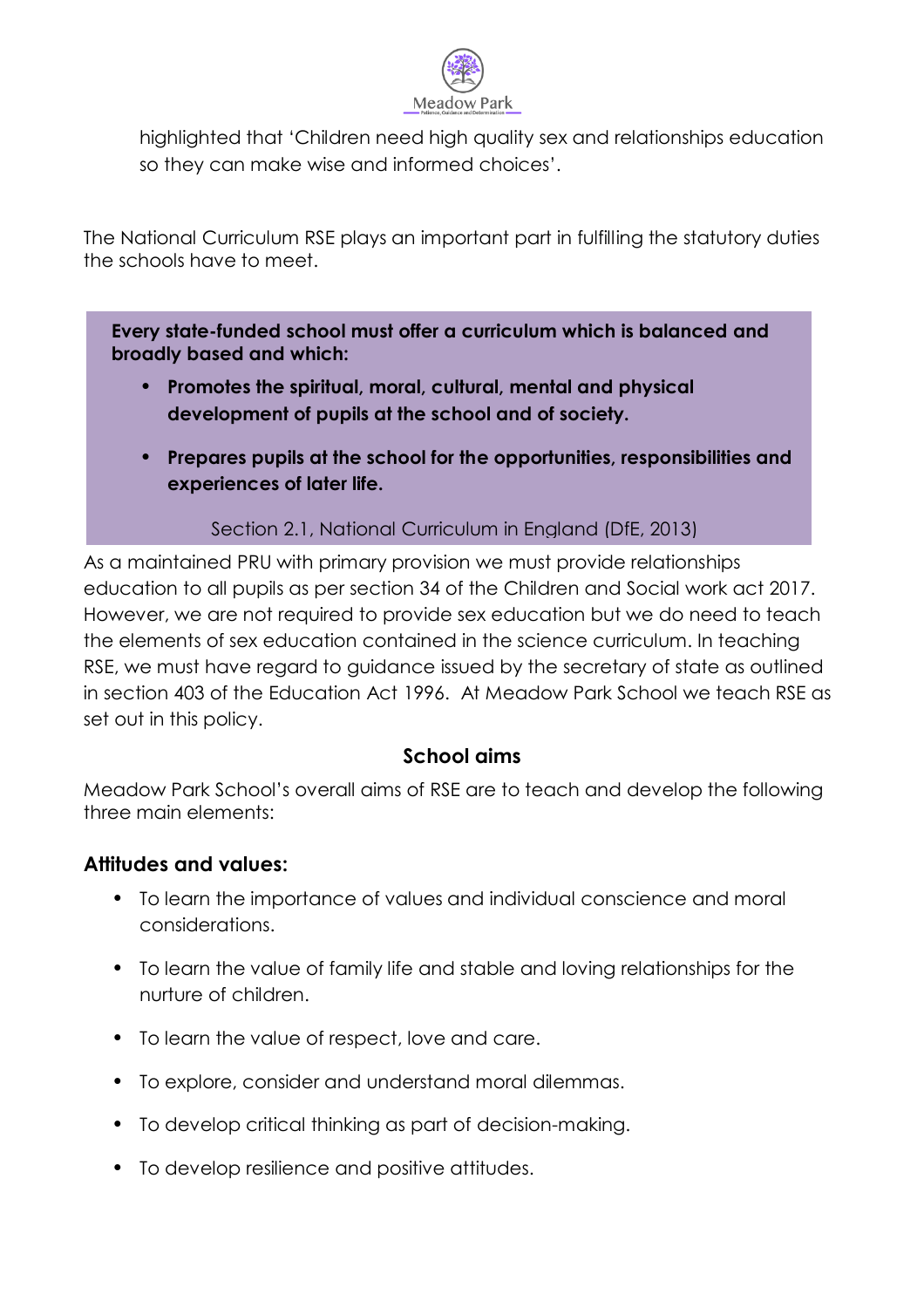highlighted that 'Children need high quality sex and relationships education so they can make wise and informed choices'.

The National Curriculum RSE plays an important part in fulfilling the statutory duties the schools have to meet.

> **Every state-funded school must offer a curriculum which is balanced and broadly based and which:**
>
> - **Promotes the spiritual, moral, cultural, mental and physical development of pupils at the school and of society.**
> - **Prepares pupils at the school for the opportunities, responsibilities and experiences of later life.**
>
> Section 2.1, National Curriculum in England (DfE, 2013)

As a maintained PRU with primary provision we must provide relationships education to all pupils as per section 34 of the Children and Social work act 2017. However, we are not required to provide sex education but we do need to teach the elements of sex education contained in the science curriculum. In teaching RSE, we must have regard to guidance issued by the secretary of state as outlined in section 403 of the Education Act 1996. At Meadow Park School we teach RSE as set out in this policy.

## School aims

Meadow Park School's overall aims of RSE are to teach and develop the following three main elements:

### Attitudes and values:

- To learn the importance of values and individual conscience and moral considerations.
- To learn the value of family life and stable and loving relationships for the nurture of children.
- To learn the value of respect, love and care.
- To explore, consider and understand moral dilemmas.
- To develop critical thinking as part of decision-making.
- To develop resilience and positive attitudes.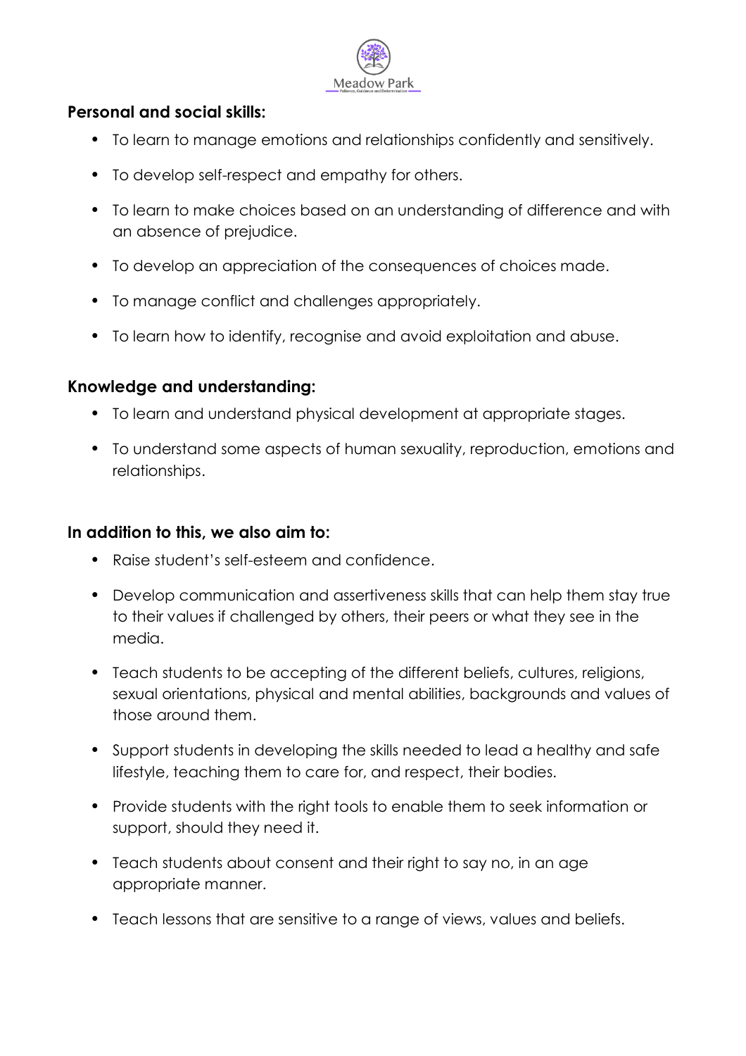**Personal and social skills:**

- To learn to manage emotions and relationships confidently and sensitively.
- To develop self-respect and empathy for others.
- To learn to make choices based on an understanding of difference and with an absence of prejudice.
- To develop an appreciation of the consequences of choices made.
- To manage conflict and challenges appropriately.
- To learn how to identify, recognise and avoid exploitation and abuse.

**Knowledge and understanding:**

- To learn and understand physical development at appropriate stages.
- To understand some aspects of human sexuality, reproduction, emotions and relationships.

**In addition to this, we also aim to:**

- Raise student's self-esteem and confidence.
- Develop communication and assertiveness skills that can help them stay true to their values if challenged by others, their peers or what they see in the media.
- Teach students to be accepting of the different beliefs, cultures, religions, sexual orientations, physical and mental abilities, backgrounds and values of those around them.
- Support students in developing the skills needed to lead a healthy and safe lifestyle, teaching them to care for, and respect, their bodies.
- Provide students with the right tools to enable them to seek information or support, should they need it.
- Teach students about consent and their right to say no, in an age appropriate manner.
- Teach lessons that are sensitive to a range of views, values and beliefs.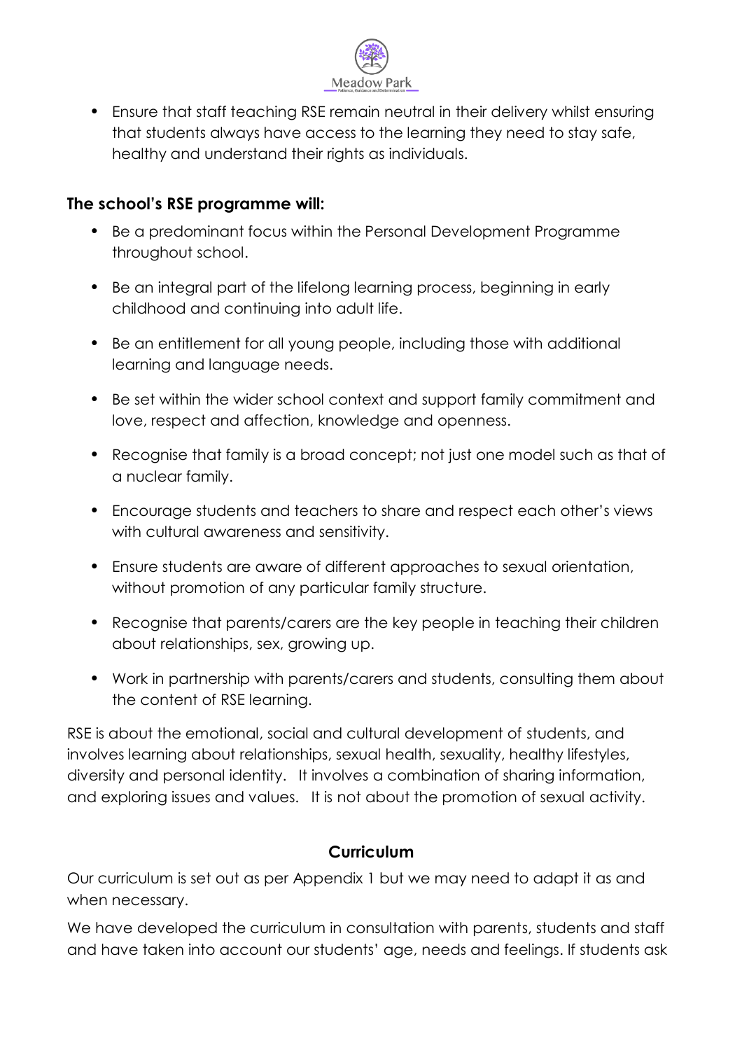- Ensure that staff teaching RSE remain neutral in their delivery whilst ensuring that students always have access to the learning they need to stay safe, healthy and understand their rights as individuals.

### The school's RSE programme will:

- Be a predominant focus within the Personal Development Programme throughout school.
- Be an integral part of the lifelong learning process, beginning in early childhood and continuing into adult life.
- Be an entitlement for all young people, including those with additional learning and language needs.
- Be set within the wider school context and support family commitment and love, respect and affection, knowledge and openness.
- Recognise that family is a broad concept; not just one model such as that of a nuclear family.
- Encourage students and teachers to share and respect each other's views with cultural awareness and sensitivity.
- Ensure students are aware of different approaches to sexual orientation, without promotion of any particular family structure.
- Recognise that parents/carers are the key people in teaching their children about relationships, sex, growing up.
- Work in partnership with parents/carers and students, consulting them about the content of RSE learning.

RSE is about the emotional, social and cultural development of students, and involves learning about relationships, sexual health, sexuality, healthy lifestyles, diversity and personal identity. It involves a combination of sharing information, and exploring issues and values. It is not about the promotion of sexual activity.

## Curriculum

Our curriculum is set out as per Appendix 1 but we may need to adapt it as and when necessary.

We have developed the curriculum in consultation with parents, students and staff and have taken into account our students' age, needs and feelings. If students ask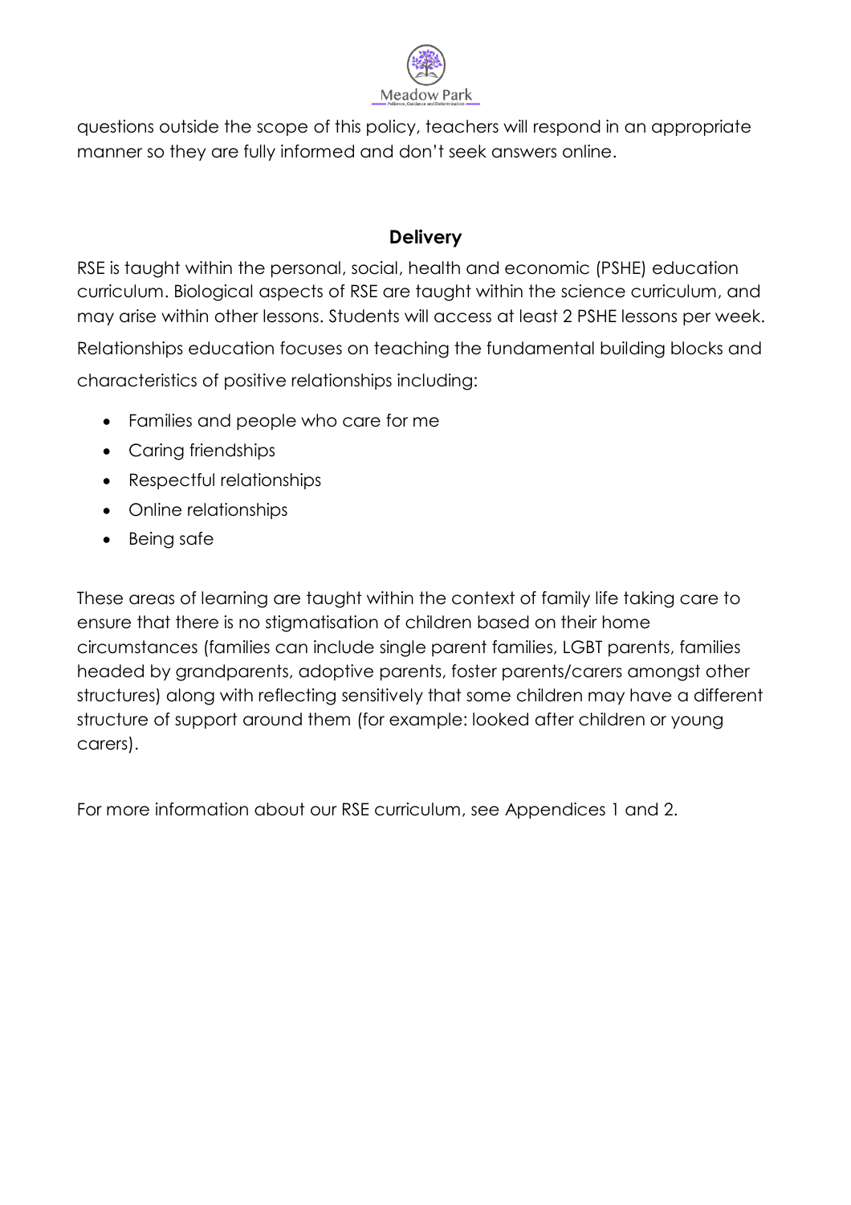questions outside the scope of this policy, teachers will respond in an appropriate manner so they are fully informed and don't seek answers online.

## Delivery

RSE is taught within the personal, social, health and economic (PSHE) education curriculum. Biological aspects of RSE are taught within the science curriculum, and may arise within other lessons. Students will access at least 2 PSHE lessons per week.

Relationships education focuses on teaching the fundamental building blocks and characteristics of positive relationships including:

- Families and people who care for me
- Caring friendships
- Respectful relationships
- Online relationships
- Being safe

These areas of learning are taught within the context of family life taking care to ensure that there is no stigmatisation of children based on their home circumstances (families can include single parent families, LGBT parents, families headed by grandparents, adoptive parents, foster parents/carers amongst other structures) along with reflecting sensitively that some children may have a different structure of support around them (for example: looked after children or young carers).

For more information about our RSE curriculum, see Appendices 1 and 2.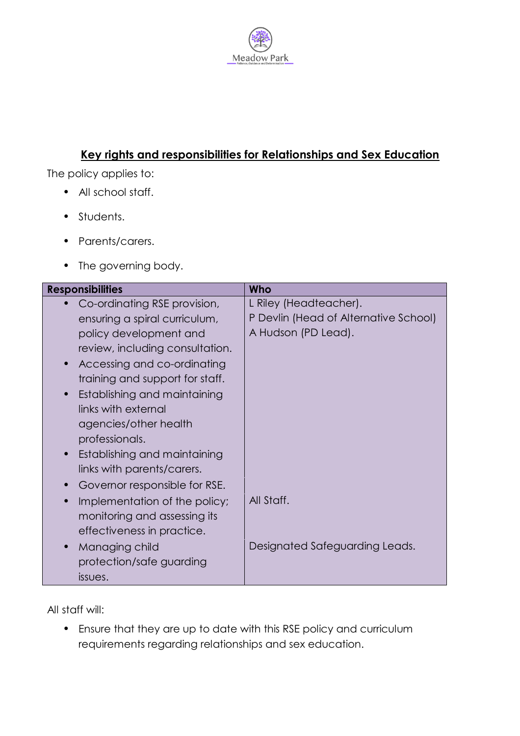## Key rights and responsibilities for Relationships and Sex Education

The policy applies to:

- All school staff.
- Students.
- Parents/carers.
- The governing body.

| Responsibilities | Who |
|---|---|
| • Co-ordinating RSE provision, ensuring a spiral curriculum, policy development and review, including consultation.<br>• Accessing and co-ordinating training and support for staff.<br>• Establishing and maintaining links with external agencies/other health professionals.<br>• Establishing and maintaining links with parents/carers. | L Riley (Headteacher).<br>P Devlin (Head of Alternative School)<br>A Hudson (PD Lead). |
| • Governor responsible for RSE. | |
| • Implementation of the policy; monitoring and assessing its effectiveness in practice. | All Staff. |
| • Managing child protection/safe guarding issues. | Designated Safeguarding Leads. |

All staff will:

- Ensure that they are up to date with this RSE policy and curriculum requirements regarding relationships and sex education.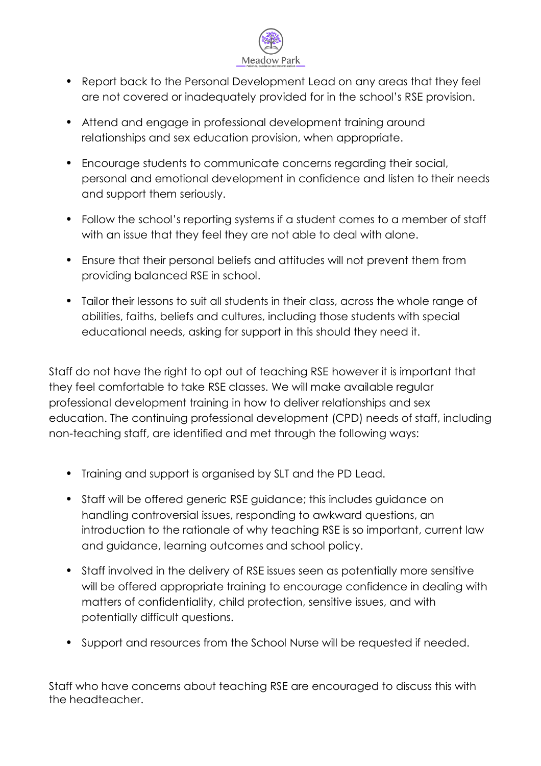- Report back to the Personal Development Lead on any areas that they feel are not covered or inadequately provided for in the school's RSE provision.
- Attend and engage in professional development training around relationships and sex education provision, when appropriate.
- Encourage students to communicate concerns regarding their social, personal and emotional development in confidence and listen to their needs and support them seriously.
- Follow the school's reporting systems if a student comes to a member of staff with an issue that they feel they are not able to deal with alone.
- Ensure that their personal beliefs and attitudes will not prevent them from providing balanced RSE in school.
- Tailor their lessons to suit all students in their class, across the whole range of abilities, faiths, beliefs and cultures, including those students with special educational needs, asking for support in this should they need it.

Staff do not have the right to opt out of teaching RSE however it is important that they feel comfortable to take RSE classes. We will make available regular professional development training in how to deliver relationships and sex education. The continuing professional development (CPD) needs of staff, including non-teaching staff, are identified and met through the following ways:

- Training and support is organised by SLT and the PD Lead.
- Staff will be offered generic RSE guidance; this includes guidance on handling controversial issues, responding to awkward questions, an introduction to the rationale of why teaching RSE is so important, current law and guidance, learning outcomes and school policy.
- Staff involved in the delivery of RSE issues seen as potentially more sensitive will be offered appropriate training to encourage confidence in dealing with matters of confidentiality, child protection, sensitive issues, and with potentially difficult questions.
- Support and resources from the School Nurse will be requested if needed.

Staff who have concerns about teaching RSE are encouraged to discuss this with the headteacher.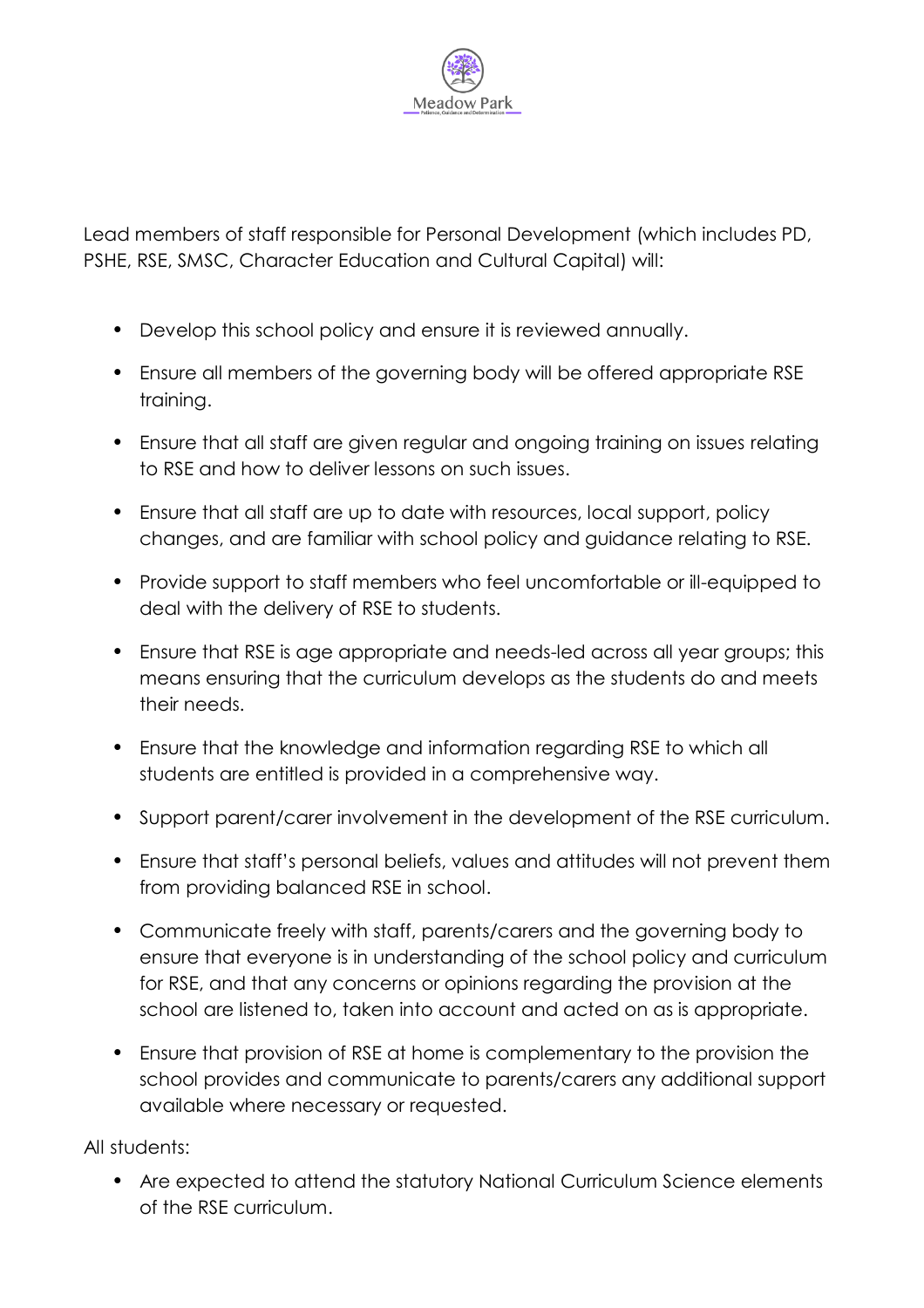Lead members of staff responsible for Personal Development (which includes PD, PSHE, RSE, SMSC, Character Education and Cultural Capital) will:

- Develop this school policy and ensure it is reviewed annually.
- Ensure all members of the governing body will be offered appropriate RSE training.
- Ensure that all staff are given regular and ongoing training on issues relating to RSE and how to deliver lessons on such issues.
- Ensure that all staff are up to date with resources, local support, policy changes, and are familiar with school policy and guidance relating to RSE.
- Provide support to staff members who feel uncomfortable or ill-equipped to deal with the delivery of RSE to students.
- Ensure that RSE is age appropriate and needs-led across all year groups; this means ensuring that the curriculum develops as the students do and meets their needs.
- Ensure that the knowledge and information regarding RSE to which all students are entitled is provided in a comprehensive way.
- Support parent/carer involvement in the development of the RSE curriculum.
- Ensure that staff's personal beliefs, values and attitudes will not prevent them from providing balanced RSE in school.
- Communicate freely with staff, parents/carers and the governing body to ensure that everyone is in understanding of the school policy and curriculum for RSE, and that any concerns or opinions regarding the provision at the school are listened to, taken into account and acted on as is appropriate.
- Ensure that provision of RSE at home is complementary to the provision the school provides and communicate to parents/carers any additional support available where necessary or requested.

All students:

- Are expected to attend the statutory National Curriculum Science elements of the RSE curriculum.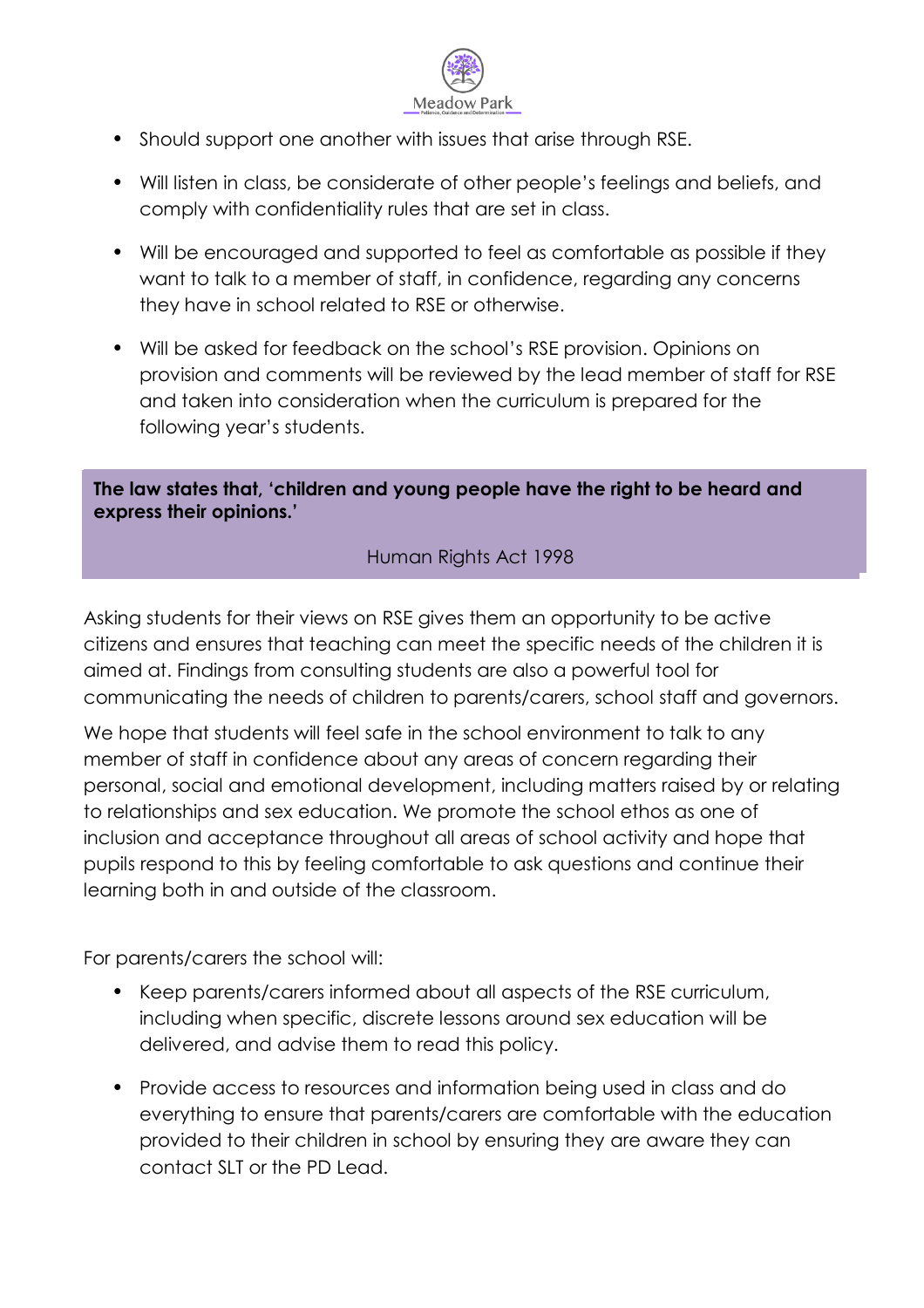- Should support one another with issues that arise through RSE.
- Will listen in class, be considerate of other people's feelings and beliefs, and comply with confidentiality rules that are set in class.
- Will be encouraged and supported to feel as comfortable as possible if they want to talk to a member of staff, in confidence, regarding any concerns they have in school related to RSE or otherwise.
- Will be asked for feedback on the school's RSE provision. Opinions on provision and comments will be reviewed by the lead member of staff for RSE and taken into consideration when the curriculum is prepared for the following year's students.

> **The law states that, 'children and young people have the right to be heard and express their opinions.'**
>
> Human Rights Act 1998

Asking students for their views on RSE gives them an opportunity to be active citizens and ensures that teaching can meet the specific needs of the children it is aimed at. Findings from consulting students are also a powerful tool for communicating the needs of children to parents/carers, school staff and governors.

We hope that students will feel safe in the school environment to talk to any member of staff in confidence about any areas of concern regarding their personal, social and emotional development, including matters raised by or relating to relationships and sex education. We promote the school ethos as one of inclusion and acceptance throughout all areas of school activity and hope that pupils respond to this by feeling comfortable to ask questions and continue their learning both in and outside of the classroom.

For parents/carers the school will:

- Keep parents/carers informed about all aspects of the RSE curriculum, including when specific, discrete lessons around sex education will be delivered, and advise them to read this policy.
- Provide access to resources and information being used in class and do everything to ensure that parents/carers are comfortable with the education provided to their children in school by ensuring they are aware they can contact SLT or the PD Lead.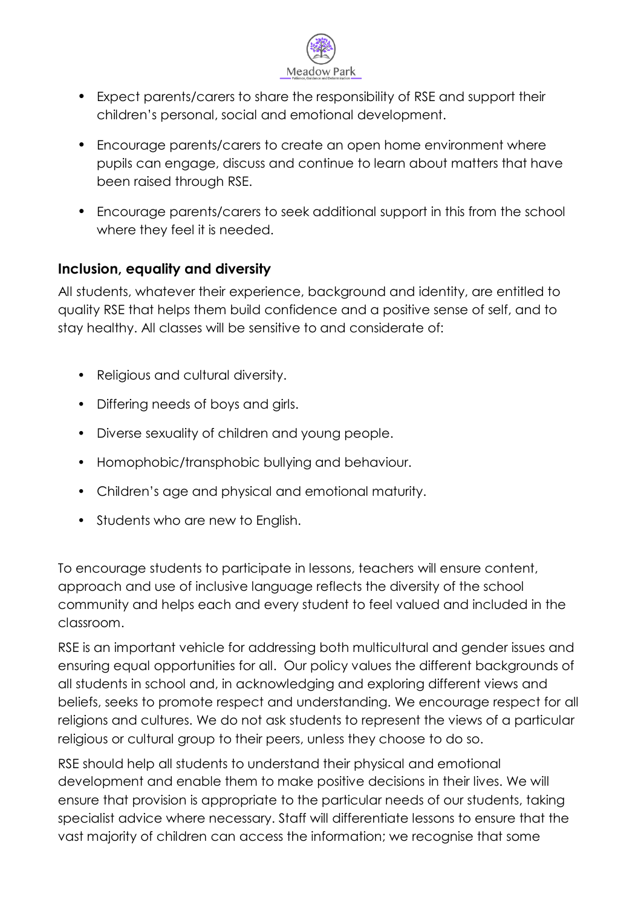- Expect parents/carers to share the responsibility of RSE and support their children's personal, social and emotional development.
- Encourage parents/carers to create an open home environment where pupils can engage, discuss and continue to learn about matters that have been raised through RSE.
- Encourage parents/carers to seek additional support in this from the school where they feel it is needed.

### Inclusion, equality and diversity

All students, whatever their experience, background and identity, are entitled to quality RSE that helps them build confidence and a positive sense of self, and to stay healthy. All classes will be sensitive to and considerate of:

- Religious and cultural diversity.
- Differing needs of boys and girls.
- Diverse sexuality of children and young people.
- Homophobic/transphobic bullying and behaviour.
- Children's age and physical and emotional maturity.
- Students who are new to English.

To encourage students to participate in lessons, teachers will ensure content, approach and use of inclusive language reflects the diversity of the school community and helps each and every student to feel valued and included in the classroom.

RSE is an important vehicle for addressing both multicultural and gender issues and ensuring equal opportunities for all. Our policy values the different backgrounds of all students in school and, in acknowledging and exploring different views and beliefs, seeks to promote respect and understanding. We encourage respect for all religions and cultures. We do not ask students to represent the views of a particular religious or cultural group to their peers, unless they choose to do so.

RSE should help all students to understand their physical and emotional development and enable them to make positive decisions in their lives. We will ensure that provision is appropriate to the particular needs of our students, taking specialist advice where necessary. Staff will differentiate lessons to ensure that the vast majority of children can access the information; we recognise that some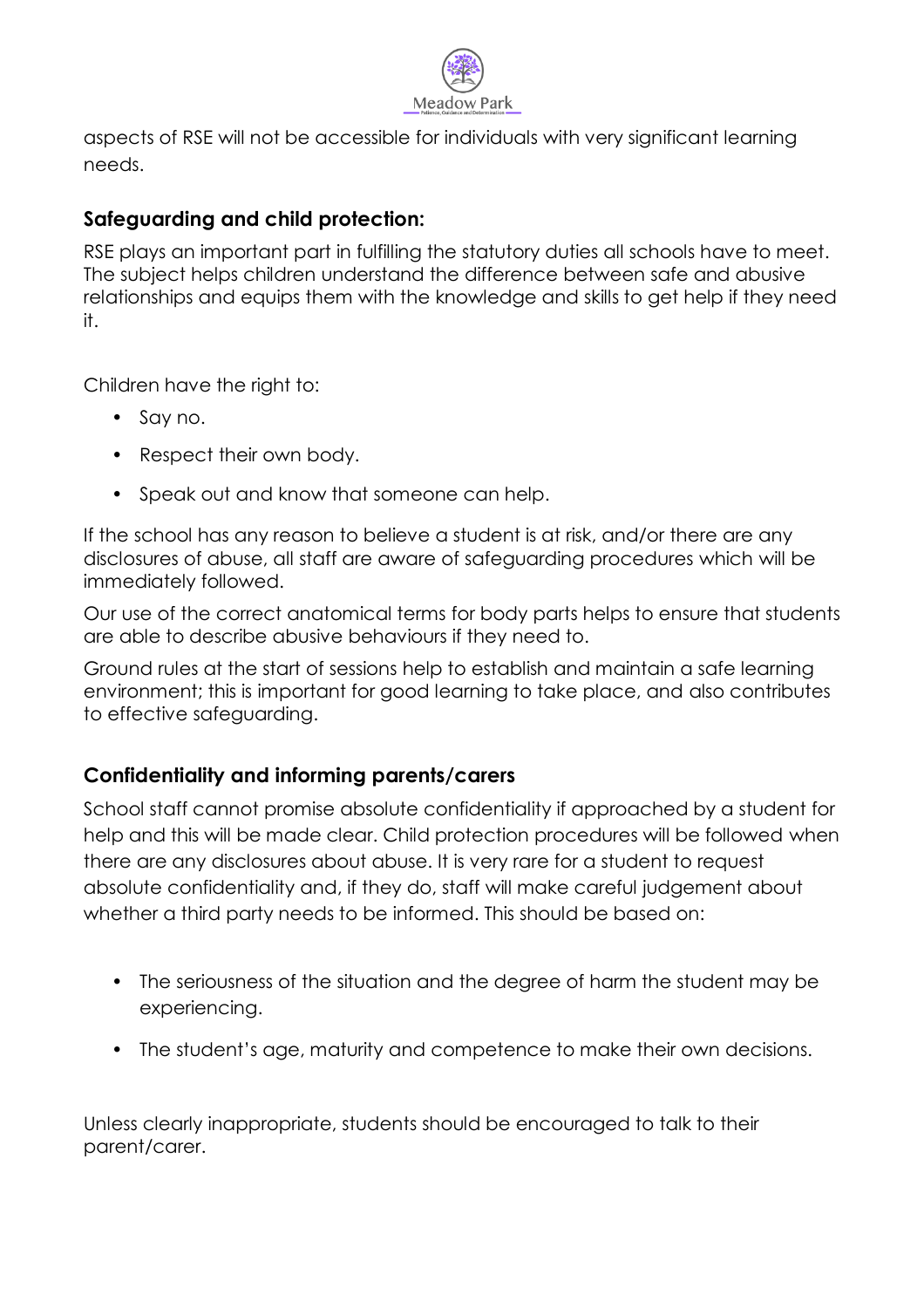aspects of RSE will not be accessible for individuals with very significant learning needs.

## Safeguarding and child protection:

RSE plays an important part in fulfilling the statutory duties all schools have to meet. The subject helps children understand the difference between safe and abusive relationships and equips them with the knowledge and skills to get help if they need it.

Children have the right to:

- Say no.
- Respect their own body.
- Speak out and know that someone can help.

If the school has any reason to believe a student is at risk, and/or there are any disclosures of abuse, all staff are aware of safeguarding procedures which will be immediately followed.

Our use of the correct anatomical terms for body parts helps to ensure that students are able to describe abusive behaviours if they need to.

Ground rules at the start of sessions help to establish and maintain a safe learning environment; this is important for good learning to take place, and also contributes to effective safeguarding.

## Confidentiality and informing parents/carers

School staff cannot promise absolute confidentiality if approached by a student for help and this will be made clear. Child protection procedures will be followed when there are any disclosures about abuse. It is very rare for a student to request absolute confidentiality and, if they do, staff will make careful judgement about whether a third party needs to be informed. This should be based on:

- The seriousness of the situation and the degree of harm the student may be experiencing.
- The student's age, maturity and competence to make their own decisions.

Unless clearly inappropriate, students should be encouraged to talk to their parent/carer.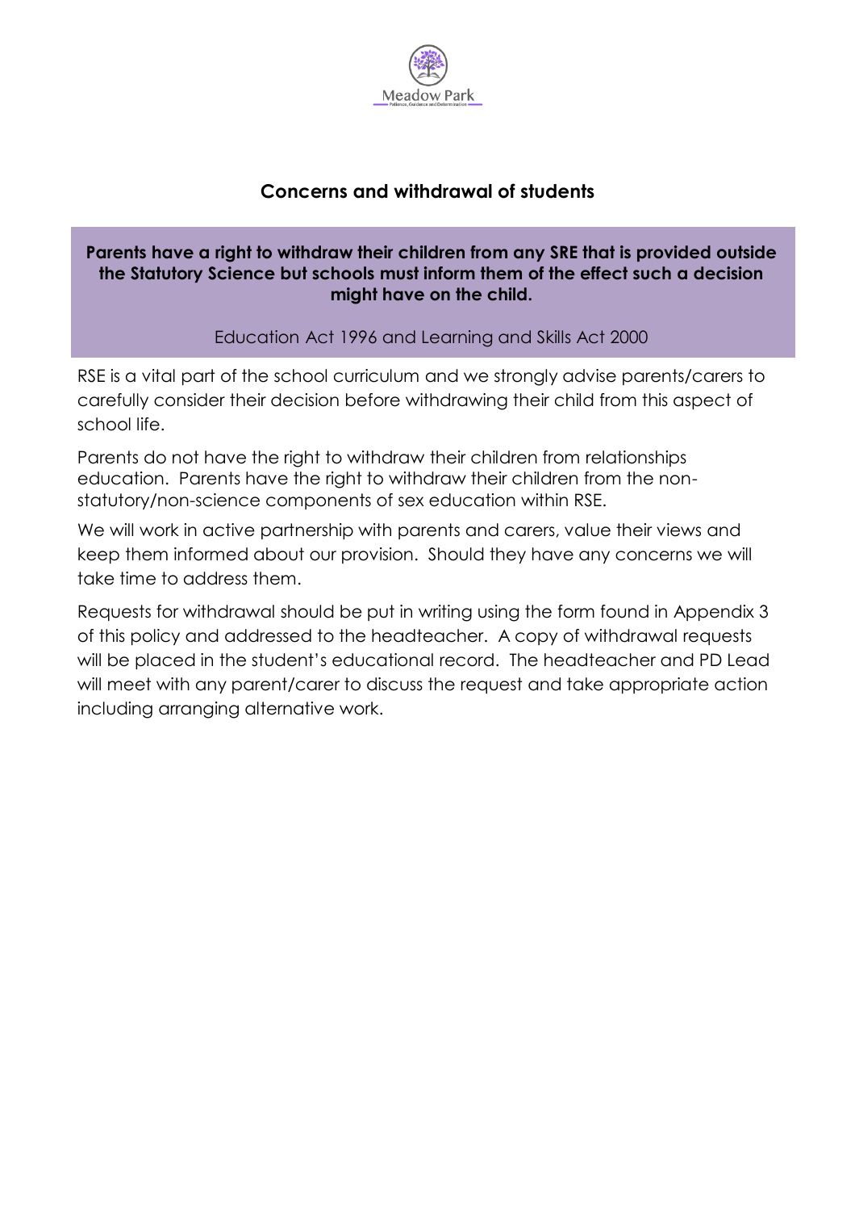## Concerns and withdrawal of students

**Parents have a right to withdraw their children from any SRE that is provided outside the Statutory Science but schools must inform them of the effect such a decision might have on the child.**

Education Act 1996 and Learning and Skills Act 2000

RSE is a vital part of the school curriculum and we strongly advise parents/carers to carefully consider their decision before withdrawing their child from this aspect of school life.

Parents do not have the right to withdraw their children from relationships education. Parents have the right to withdraw their children from the non-statutory/non-science components of sex education within RSE.

We will work in active partnership with parents and carers, value their views and keep them informed about our provision. Should they have any concerns we will take time to address them.

Requests for withdrawal should be put in writing using the form found in Appendix 3 of this policy and addressed to the headteacher. A copy of withdrawal requests will be placed in the student's educational record. The headteacher and PD Lead will meet with any parent/carer to discuss the request and take appropriate action including arranging alternative work.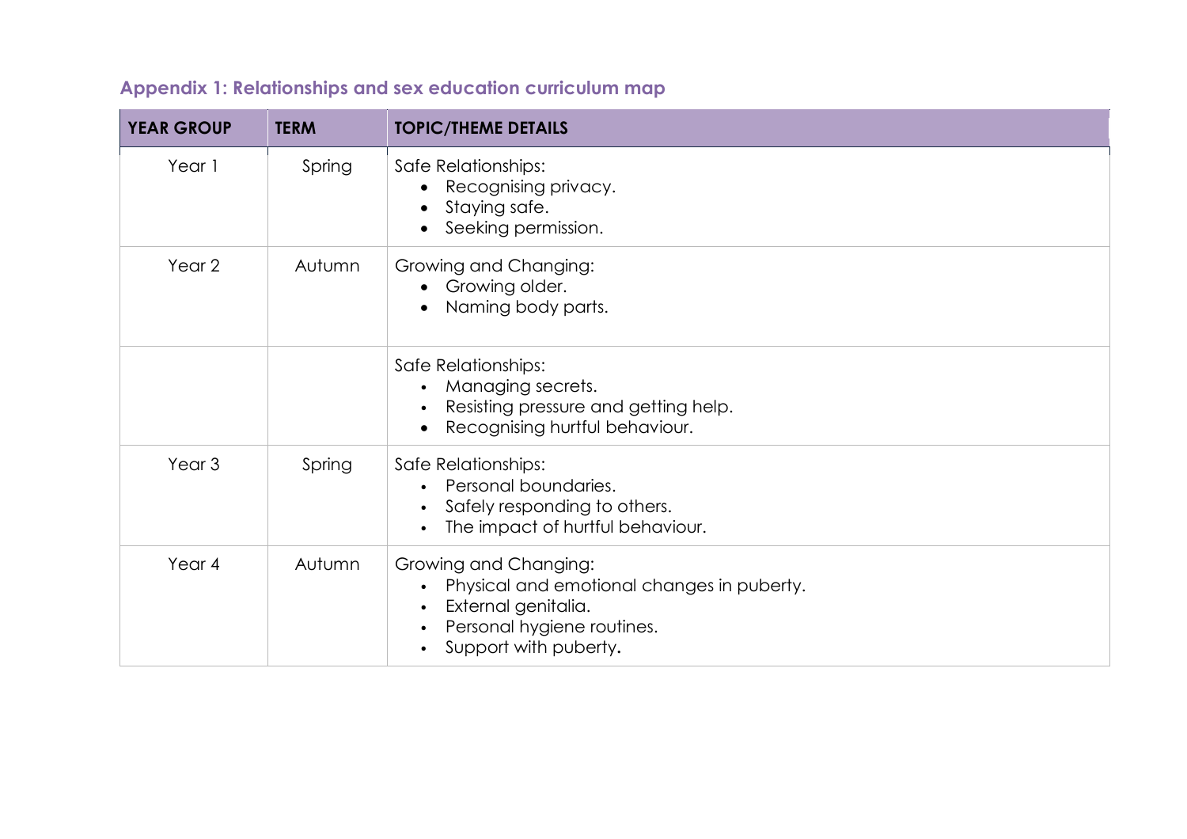## Appendix 1: Relationships and sex education curriculum map

| YEAR GROUP | TERM | TOPIC/THEME DETAILS |
|---|---|---|
| Year 1 | Spring | Safe Relationships:<br>• Recognising privacy.<br>• Staying safe.<br>• Seeking permission. |
| Year 2 | Autumn | Growing and Changing:<br>• Growing older.<br>• Naming body parts. |
| | | Safe Relationships:<br>• Managing secrets.<br>• Resisting pressure and getting help.<br>• Recognising hurtful behaviour. |
| Year 3 | Spring | Safe Relationships:<br>• Personal boundaries.<br>• Safely responding to others.<br>• The impact of hurtful behaviour. |
| Year 4 | Autumn | Growing and Changing:<br>• Physical and emotional changes in puberty.<br>• External genitalia.<br>• Personal hygiene routines.<br>• Support with puberty. |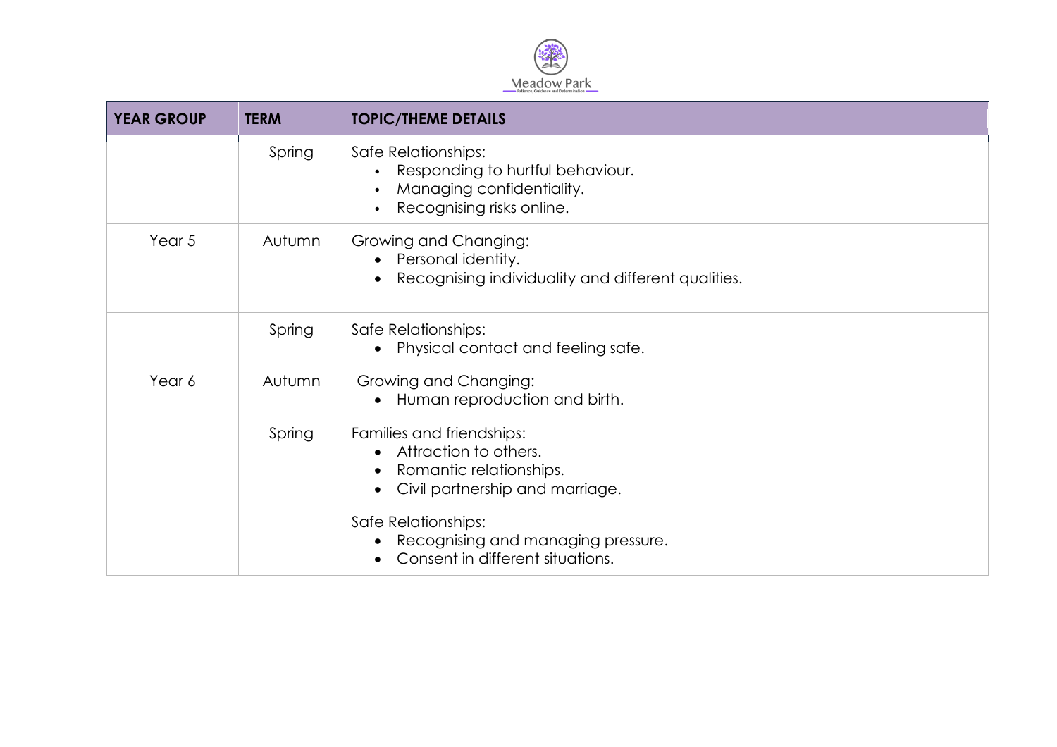| YEAR GROUP | TERM | TOPIC/THEME DETAILS |
|---|---|---|
| | Spring | Safe Relationships:<br>• Responding to hurtful behaviour.<br>• Managing confidentiality.<br>• Recognising risks online. |
| Year 5 | Autumn | Growing and Changing:<br>• Personal identity.<br>• Recognising individuality and different qualities. |
| | Spring | Safe Relationships:<br>• Physical contact and feeling safe. |
| Year 6 | Autumn | Growing and Changing:<br>• Human reproduction and birth. |
| | Spring | Families and friendships:<br>• Attraction to others.<br>• Romantic relationships.<br>• Civil partnership and marriage. |
| | | Safe Relationships:<br>• Recognising and managing pressure.<br>• Consent in different situations. |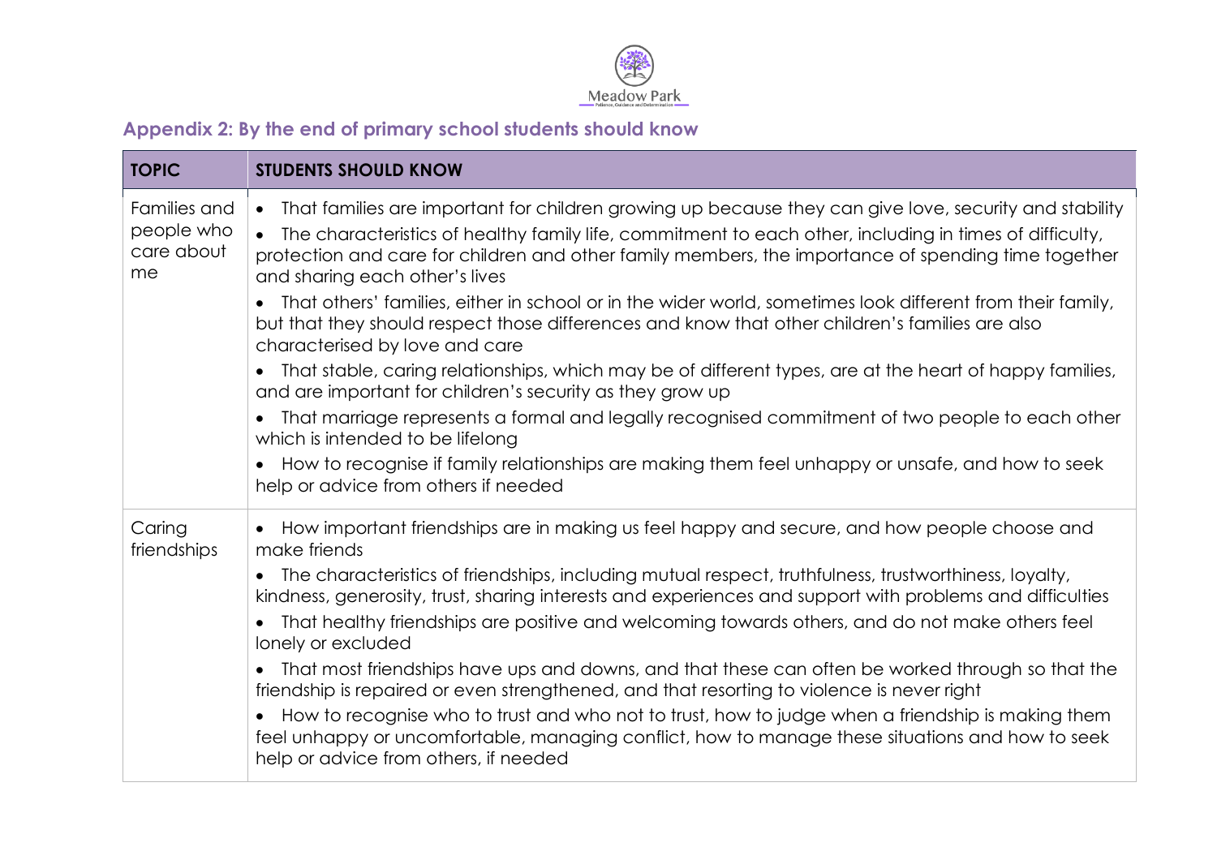## Appendix 2: By the end of primary school students should know

| TOPIC | STUDENTS SHOULD KNOW |
| --- | --- |
| Families and people who care about me | • That families are important for children growing up because they can give love, security and stability<br>• The characteristics of healthy family life, commitment to each other, including in times of difficulty, protection and care for children and other family members, the importance of spending time together and sharing each other's lives<br>• That others' families, either in school or in the wider world, sometimes look different from their family, but that they should respect those differences and know that other children's families are also characterised by love and care<br>• That stable, caring relationships, which may be of different types, are at the heart of happy families, and are important for children's security as they grow up<br>• That marriage represents a formal and legally recognised commitment of two people to each other which is intended to be lifelong<br>• How to recognise if family relationships are making them feel unhappy or unsafe, and how to seek help or advice from others if needed |
| Caring friendships | • How important friendships are in making us feel happy and secure, and how people choose and make friends<br>• The characteristics of friendships, including mutual respect, truthfulness, trustworthiness, loyalty, kindness, generosity, trust, sharing interests and experiences and support with problems and difficulties<br>• That healthy friendships are positive and welcoming towards others, and do not make others feel lonely or excluded<br>• That most friendships have ups and downs, and that these can often be worked through so that the friendship is repaired or even strengthened, and that resorting to violence is never right<br>• How to recognise who to trust and who not to trust, how to judge when a friendship is making them feel unhappy or uncomfortable, managing conflict, how to manage these situations and how to seek help or advice from others, if needed |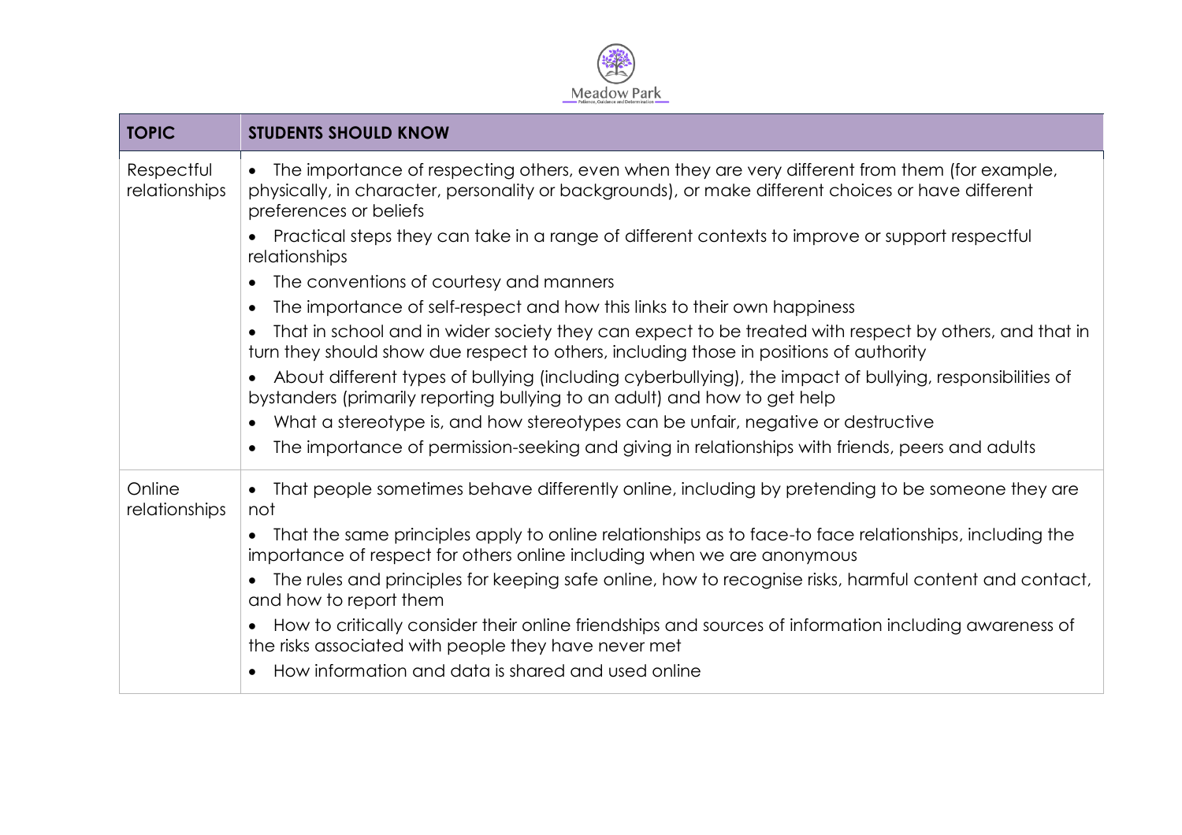| TOPIC | STUDENTS SHOULD KNOW |
| --- | --- |
| Respectful relationships | • The importance of respecting others, even when they are very different from them (for example, physically, in character, personality or backgrounds), or make different choices or have different preferences or beliefs<br>• Practical steps they can take in a range of different contexts to improve or support respectful relationships<br>• The conventions of courtesy and manners<br>• The importance of self-respect and how this links to their own happiness<br>• That in school and in wider society they can expect to be treated with respect by others, and that in turn they should show due respect to others, including those in positions of authority<br>• About different types of bullying (including cyberbullying), the impact of bullying, responsibilities of bystanders (primarily reporting bullying to an adult) and how to get help<br>• What a stereotype is, and how stereotypes can be unfair, negative or destructive<br>• The importance of permission-seeking and giving in relationships with friends, peers and adults |
| Online relationships | • That people sometimes behave differently online, including by pretending to be someone they are not<br>• That the same principles apply to online relationships as to face-to face relationships, including the importance of respect for others online including when we are anonymous<br>• The rules and principles for keeping safe online, how to recognise risks, harmful content and contact, and how to report them<br>• How to critically consider their online friendships and sources of information including awareness of the risks associated with people they have never met<br>• How information and data is shared and used online |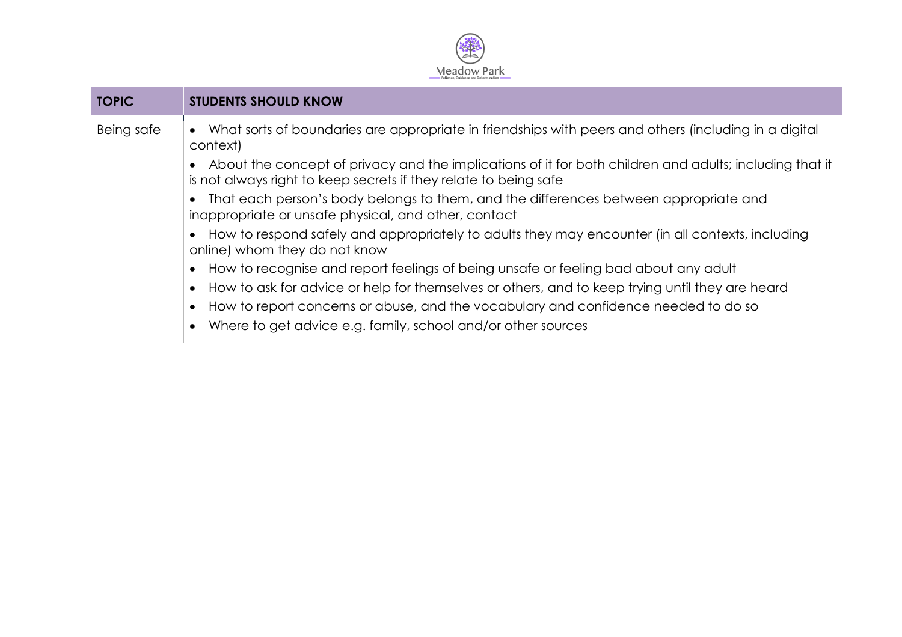| TOPIC | STUDENTS SHOULD KNOW |
|---|---|
| Being safe | • What sorts of boundaries are appropriate in friendships with peers and others (including in a digital context)<br>• About the concept of privacy and the implications of it for both children and adults; including that it is not always right to keep secrets if they relate to being safe<br>• That each person's body belongs to them, and the differences between appropriate and inappropriate or unsafe physical, and other, contact<br>• How to respond safely and appropriately to adults they may encounter (in all contexts, including online) whom they do not know<br>• How to recognise and report feelings of being unsafe or feeling bad about any adult<br>• How to ask for advice or help for themselves or others, and to keep trying until they are heard<br>• How to report concerns or abuse, and the vocabulary and confidence needed to do so<br>• Where to get advice e.g. family, school and/or other sources |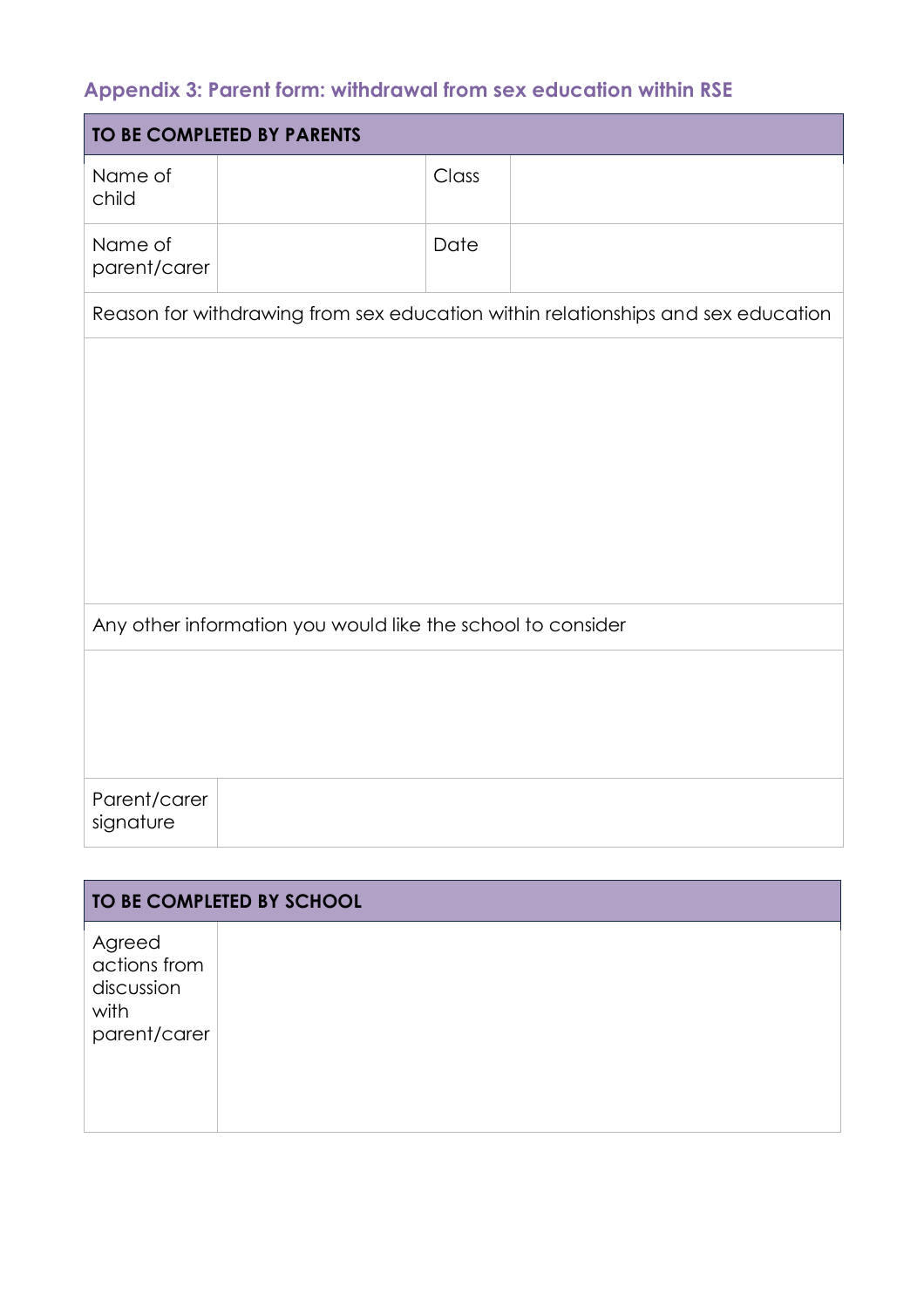### Appendix 3: Parent form: withdrawal from sex education within RSE

| TO BE COMPLETED BY PARENTS | | | |
|---|---|---|---|
| Name of child | | Class | |
| Name of parent/carer | | Date | |
| Reason for withdrawing from sex education within relationships and sex education | | | |
| | | | |
| Any other information you would like the school to consider | | | |
| | | | |
| Parent/carer signature | | | |

| TO BE COMPLETED BY SCHOOL | |
|---|---|
| Agreed actions from discussion with parent/carer | |